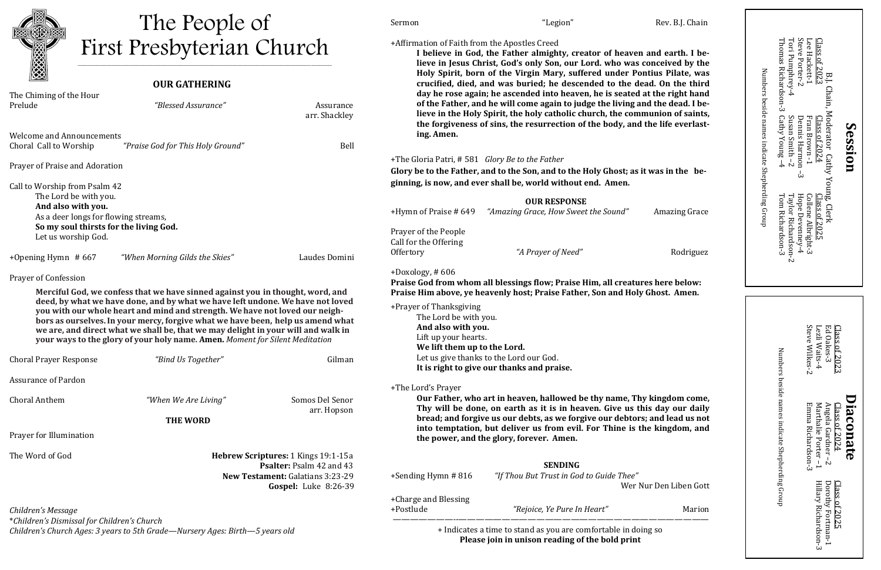# The People of First Presbyterian Church

## OUR GATHERING

The Chiming of the Hour

Prelude — *"Blessed Assurance"* — Assurance arr. Shackley

Welcome and Announcements

Choral Call to Worship — *"Praise God for This Holy Ground"* — Bell

Prayer of Praise and Adoration

Call to Worship from Psalm 42

The Lord be with you.
**And also with you.**
As a deer longs for flowing streams,
**So my soul thirsts for the living God.**
Let us worship God.

+Opening Hymn # 667 — *"When Morning Gilds the Skies"* — Laudes Domini

Prayer of Confession

**Merciful God, we confess that we have sinned against you in thought, word, and deed, by what we have done, and by what we have left undone. We have not loved you with our whole heart and mind and strength. We have not loved our neighbors as ourselves. In your mercy, forgive what we have been, help us amend what we are, and direct what we shall be, that we may delight in your will and walk in your ways to the glory of your holy name. Amen.** *Moment for Silent Meditation*

Choral Prayer Response — *"Bind Us Together"* — Gilman

Assurance of Pardon

Choral Anthem — *"When We Are Living"* — Somos Del Senor arr. Hopson

## THE WORD

Prayer for Illumination

The Word of God

**Hebrew Scriptures:** 1 Kings 19:1-15a
**Psalter:** Psalm 42 and 43
**New Testament:** Galatians 3:23-29
**Gospel:** Luke 8:26-39

*Children's Message*
*\*Children's Dismissal for Children's Church*
*Children's Church Ages: 3 years to 5th Grade—Nursery Ages: Birth—5 years old*

Sermon — "Legion" — Rev. B.J. Chain

+Affirmation of Faith from the Apostles Creed

**I believe in God, the Father almighty, creator of heaven and earth. I believe in Jesus Christ, God's only Son, our Lord. who was conceived by the Holy Spirit, born of the Virgin Mary, suffered under Pontius Pilate, was crucified, died, and was buried; he descended to the dead. On the third day he rose again; he ascended into heaven, he is seated at the right hand of the Father, and he will come again to judge the living and the dead. I believe in the Holy Spirit, the holy catholic church, the communion of saints, the forgiveness of sins, the resurrection of the body, and the life everlasting. Amen.**

+The Gloria Patri, # 581 *Glory Be to the Father*

**Glory be to the Father, and to the Son, and to the Holy Ghost; as it was in the beginning, is now, and ever shall be, world without end. Amen.**

## OUR RESPONSE

+Hymn of Praise # 649 — *"Amazing Grace, How Sweet the Sound"* — Amazing Grace

Prayer of the People

Call for the Offering

Offertory — *"A Prayer of Need"* — Rodriguez

+Doxology, # 606

**Praise God from whom all blessings flow; Praise Him, all creatures here below: Praise Him above, ye heavenly host; Praise Father, Son and Holy Ghost. Amen.**

+Prayer of Thanksgiving

The Lord be with you.
**And also with you.**
Lift up your hearts.
**We lift them up to the Lord.**
Let us give thanks to the Lord our God.
**It is right to give our thanks and praise.**

+The Lord's Prayer

**Our Father, who art in heaven, hallowed be thy name, Thy kingdom come, Thy will be done, on earth as it is in heaven. Give us this day our daily bread; and forgive us our debts, as we forgive our debtors; and lead us not into temptation, but deliver us from evil. For Thine is the kingdom, and the power, and the glory, forever. Amen.**

## SENDING

+Sending Hymn # 816 — *"If Thou But Trust in God to Guide Thee"* — Wer Nur Den Liben Gott

+Charge and Blessing

+Postlude — *"Rejoice, Ye Pure In Heart"* — Marion

+ Indicates a time to stand as you are comfortable in doing so
**Please join in unison reading of the bold print**

## Session

B.J. Chain, Moderator Cathy Young, Clerk

| Class of 2023 | Class of 2024 | Class of 2025 |
|---|---|---|
| Lee Hackett-1 | Fran Brown -1 | Collene Albright-3 |
| Steve Porter-2 | Dennis Harmon –3 | Hope Devenney-4 |
| Tori Pumphrey-4 | Susan Smith – 2 | Taylor Richardson-2 |
| Thomas Richardson-3 | Cathy Young –4 | Tom Richardson-3 |

Numbers beside names indicate Shepherding Group

## Diaconate

| Class of 2023 | Class of 2024 | Class of 2025 |
|---|---|---|
| Ed Oakes-3 | Angela Gardner – 2 | Dorothy Fortman-1 |
| Lezli Waits-4 | Marthalie Porter – 1 | Hillary Richardson-3 |
| Steve Wilkes-2 | Emma Richardson-3 | |

Numbers beside names indicate Shepherding Group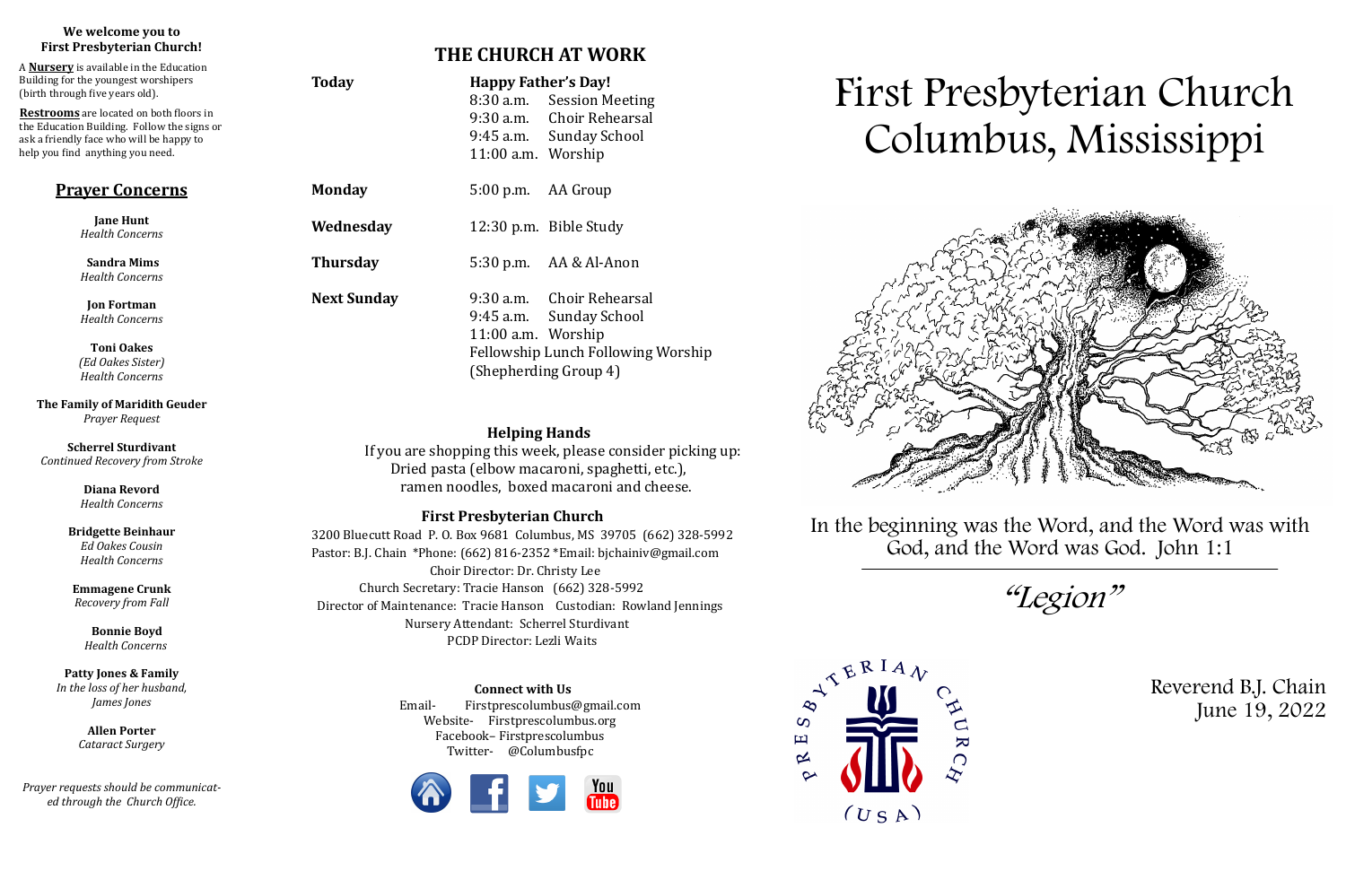**We welcome you to First Presbyterian Church!**

A **Nursery** is available in the Education Building for the youngest worshipers (birth through five years old).

**Restrooms** are located on both floors in the Education Building. Follow the signs or ask a friendly face who will be happy to help you find anything you need.

## Prayer Concerns

**Jane Hunt**
*Health Concerns*

**Sandra Mims**
*Health Concerns*

**Jon Fortman**
*Health Concerns*

**Toni Oakes**
*(Ed Oakes Sister)*
*Health Concerns*

**The Family of Maridith Geuder**
*Prayer Request*

**Scherrel Sturdivant**
*Continued Recovery from Stroke*

**Diana Revord**
*Health Concerns*

**Bridgette Beinhaur**
*Ed Oakes Cousin*
*Health Concerns*

**Emmagene Crunk**
*Recovery from Fall*

**Bonnie Boyd**
*Health Concerns*

**Patty Jones & Family**
*In the loss of her husband, James Jones*

**Allen Porter**
*Cataract Surgery*

*Prayer requests should be communicated through the Church Office.*

## THE CHURCH AT WORK

| | | |
|---|---|---|
| **Today** | **Happy Father's Day!** | |
| | 8:30 a.m. | Session Meeting |
| | 9:30 a.m. | Choir Rehearsal |
| | 9:45 a.m. | Sunday School |
| | 11:00 a.m. | Worship |
| **Monday** | 5:00 p.m. | AA Group |
| **Wednesday** | 12:30 p.m. | Bible Study |
| **Thursday** | 5:30 p.m. | AA & Al-Anon |
| **Next Sunday** | 9:30 a.m. | Choir Rehearsal |
| | 9:45 a.m. | Sunday School |
| | 11:00 a.m. | Worship |
| | Fellowship Lunch Following Worship (Shepherding Group 4) | |

### Helping Hands

If you are shopping this week, please consider picking up:
Dried pasta (elbow macaroni, spaghetti, etc.),
ramen noodles, boxed macaroni and cheese.

### First Presbyterian Church

3200 Bluecutt Road P. O. Box 9681 Columbus, MS 39705 (662) 328-5992
Pastor: B.J. Chain \*Phone: (662) 816-2352 \*Email: bjchainiv@gmail.com
Choir Director: Dr. Christy Lee
Church Secretary: Tracie Hanson (662) 328-5992
Director of Maintenance: Tracie Hanson Custodian: Rowland Jennings
Nursery Attendant: Scherrel Sturdivant
PCDP Director: Lezli Waits

**Connect with Us**
Email- Firstprescolumbus@gmail.com
Website- Firstprescolumbus.org
Facebook– Firstprescolumbus
Twitter- @Columbusfpc

# First Presbyterian Church Columbus, Mississippi

In the beginning was the Word, and the Word was with God, and the Word was God. John 1:1

## *"Legion"*

PRESBYTERIAN CHURCH (USA)

Reverend B.J. Chain
June 19, 2022